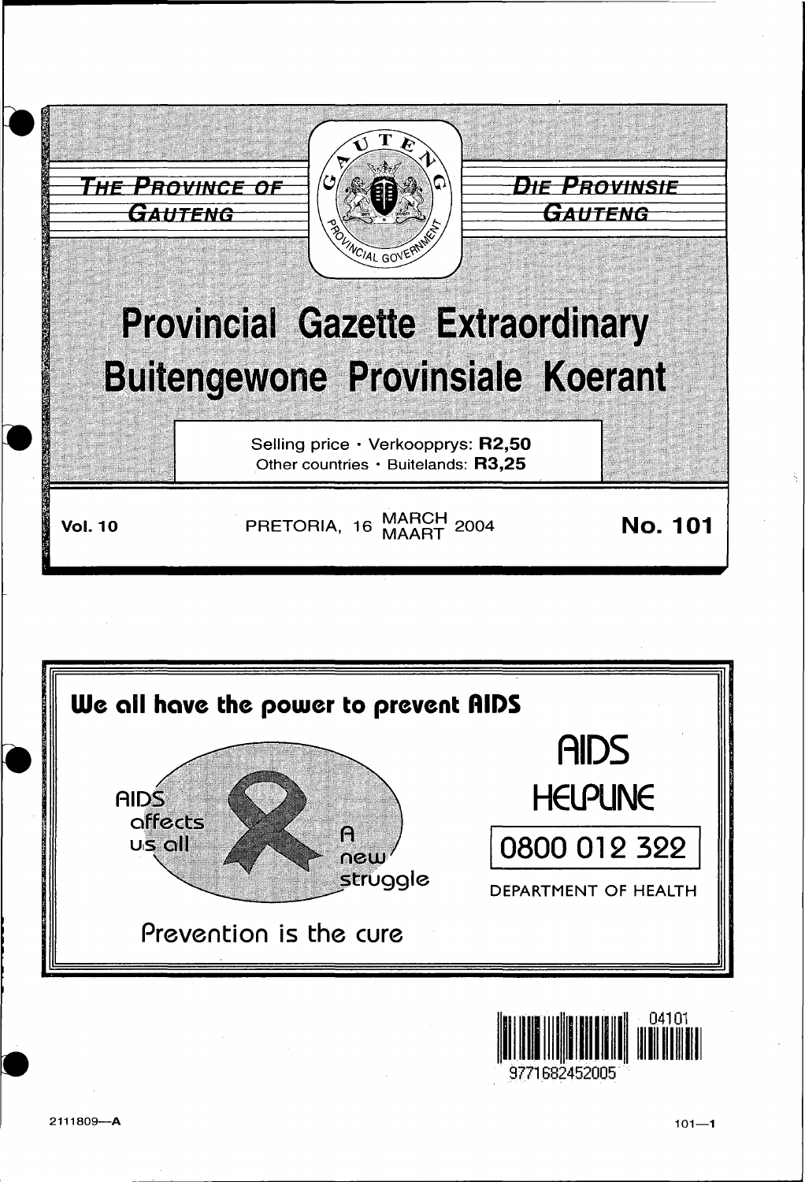THE PROVINCE OF GAUTENG | DIE PROVINSIE GAUTENG

# Provincial Gazette Extraordinary
# Buitengewone Provinsiale Koerant

Selling price · Verkoopprys: **R2,50**
Other countries · Buitelands: **R3,25**

**Vol. 10** | PRETORIA, 16 MARCH MAART 2004 | **No. 101**

**We all have the power to prevent AIDS**

AIDS affects us all

A new struggle

Prevention is the cure

AIDS HELPLINE

0800 012 322

DEPARTMENT OF HEALTH

9771682452005 04101

2111809—A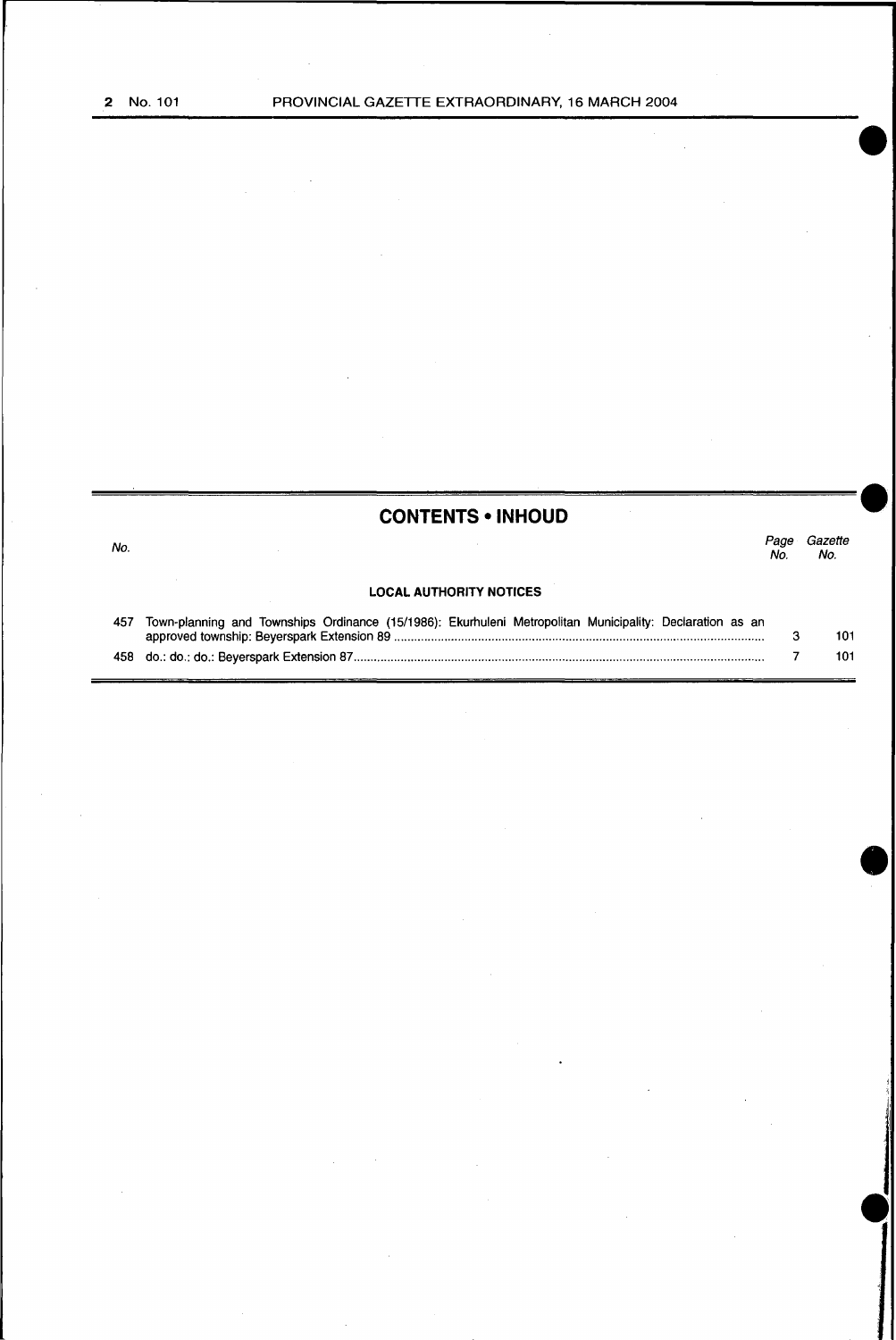## CONTENTS • INHOUD

| No. | | Page No. | Gazette No. |
|---|---|---|---|
| | **LOCAL AUTHORITY NOTICES** | | |
| 457 | Town-planning and Townships Ordinance (15/1986): Ekurhuleni Metropolitan Municipality: Declaration as an approved township: Beyerspark Extension 89 | 3 | 101 |
| 458 | do.: do.: do.: Beyerspark Extension 87 | 7 | 101 |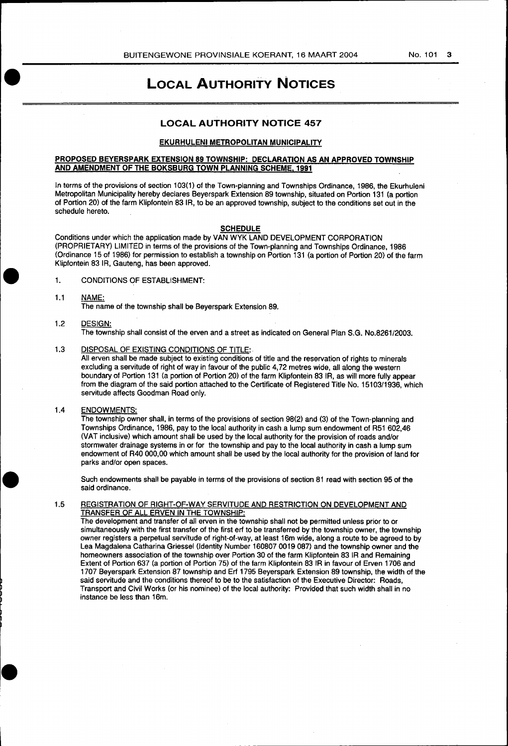# LOCAL AUTHORITY NOTICES

## LOCAL AUTHORITY NOTICE 457

### EKURHULENI METROPOLITAN MUNICIPALITY

**PROPOSED BEYERSPARK EXTENSION 89 TOWNSHIP: DECLARATION AS AN APPROVED TOWNSHIP AND AMENDMENT OF THE BOKSBURG TOWN PLANNING SCHEME, 1991**

In terms of the provisions of section 103(1) of the Town-planning and Townships Ordinance, 1986, the Ekurhuleni Metropolitan Municipality hereby declares Beyerspark Extension 89 township, situated on Portion 131 (a portion of Portion 20) of the farm Klipfontein 83 IR, to be an approved township, subject to the conditions set out in the schedule hereto.

**SCHEDULE**

Conditions under which the application made by VAN WYK LAND DEVELOPMENT CORPORATION (PROPRIETARY) LIMITED in terms of the provisions of the Town-planning and Townships Ordinance, 1986 (Ordinance 15 of 1986) for permission to establish a township on Portion 131 (a portion of Portion 20) of the farm Klipfontein 83 IR, Gauteng, has been approved.

1. CONDITIONS OF ESTABLISHMENT:

1.1 NAME:
The name of the township shall be Beyerspark Extension 89.

1.2 DESIGN:
The township shall consist of the erven and a street as indicated on General Plan S.G. No.8261/2003.

1.3 DISPOSAL OF EXISTING CONDITIONS OF TITLE:
All erven shall be made subject to existing conditions of title and the reservation of rights to minerals excluding a servitude of right of way in favour of the public 4,72 metres wide, all along the western boundary of Portion 131 (a portion of Portion 20) of the farm Klipfontein 83 IR, as will more fully appear from the diagram of the said portion attached to the Certificate of Registered Title No. 15103/1936, which servitude affects Goodman Road only.

1.4 ENDOWMENTS:
The township owner shall, in terms of the provisions of section 98(2) and (3) of the Town-planning and Townships Ordinance, 1986, pay to the local authority in cash a lump sum endowment of R51 602,46 (VAT inclusive) which amount shall be used by the local authority for the provision of roads and/or stormwater drainage systems in or for the township and pay to the local authority in cash a lump sum endowment of R40 000,00 which amount shall be used by the local authority for the provision of land for parks and/or open spaces.

Such endowments shall be payable in terms of the provisions of section 81 read with section 95 of the said ordinance.

1.5 REGISTRATION OF RIGHT-OF-WAY SERVITUDE AND RESTRICTION ON DEVELOPMENT AND TRANSFER OF ALL ERVEN IN THE TOWNSHIP:
The development and transfer of all erven in the township shall not be permitted unless prior to or simultaneously with the first transfer of the first erf to be transferred by the township owner, the township owner registers a perpetual servitude of right-of-way, at least 16m wide, along a route to be agreed to by Lea Magdalena Catharina Griessel (Identity Number 160807 0019 087) and the township owner and the homeowners association of the township over Portion 30 of the farm Klipfontein 83 IR and Remaining Extent of Portion 637 (a portion of Portion 75) of the farm Klipfontein 83 IR in favour of Erven 1706 and 1707 Beyerspark Extension 87 township and Erf 1795 Beyerspark Extension 89 township, the width of the said servitude and the conditions thereof to be to the satisfaction of the Executive Director: Roads, Transport and Civil Works (or his nominee) of the local authority: Provided that such width shall in no instance be less than 16m.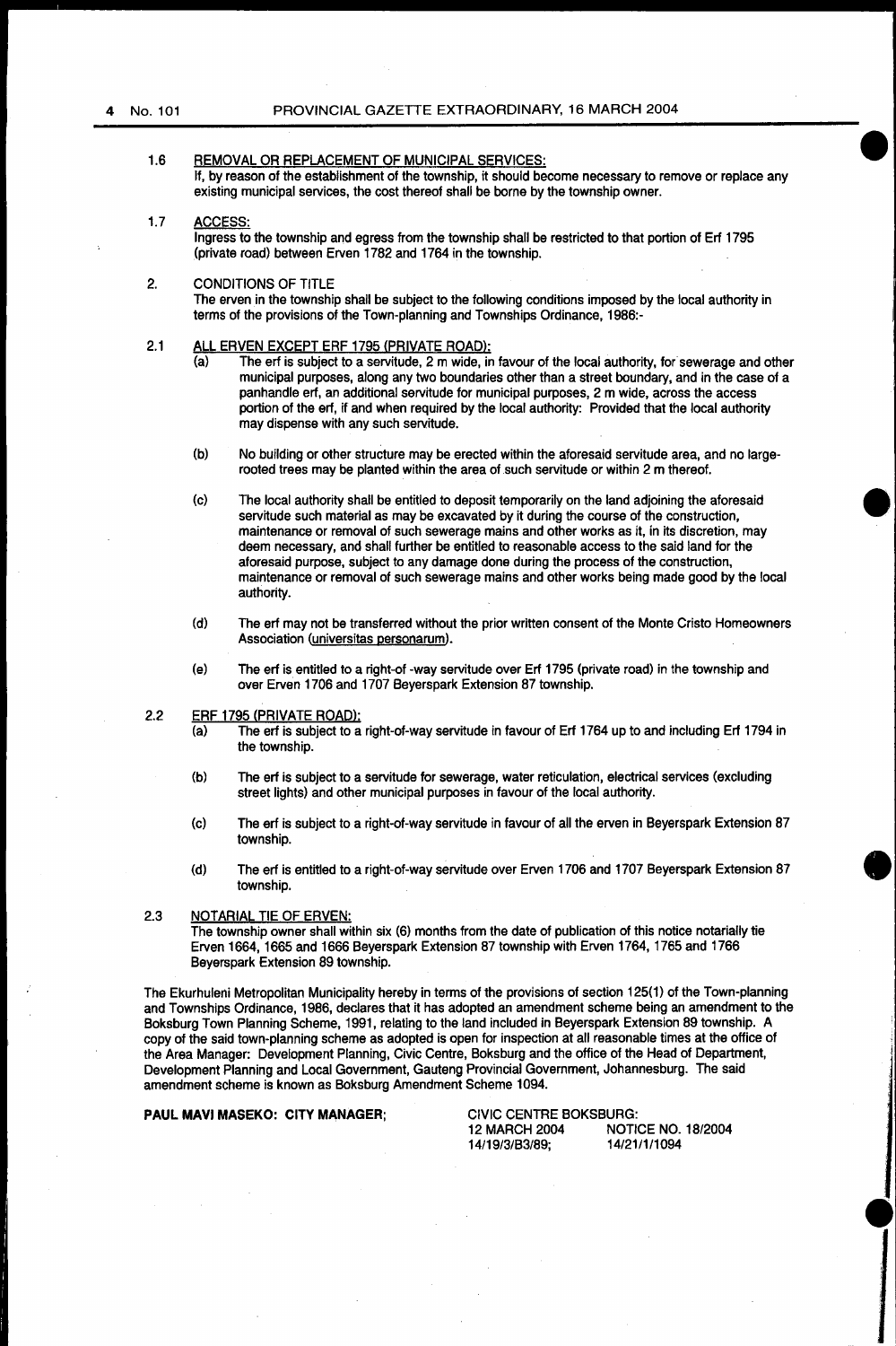1.6 REMOVAL OR REPLACEMENT OF MUNICIPAL SERVICES:
If, by reason of the establishment of the township, it should become necessary to remove or replace any existing municipal services, the cost thereof shall be borne by the township owner.

1.7 ACCESS:
Ingress to the township and egress from the township shall be restricted to that portion of Erf 1795 (private road) between Erven 1782 and 1764 in the township.

2. CONDITIONS OF TITLE
The erven in the township shall be subject to the following conditions imposed by the local authority in terms of the provisions of the Town-planning and Townships Ordinance, 1986:-

2.1 ALL ERVEN EXCEPT ERF 1795 (PRIVATE ROAD):

(a) The erf is subject to a servitude, 2 m wide, in favour of the local authority, for sewerage and other municipal purposes, along any two boundaries other than a street boundary, and in the case of a panhandle erf, an additional servitude for municipal purposes, 2 m wide, across the access portion of the erf, if and when required by the local authority: Provided that the local authority may dispense with any such servitude.

(b) No building or other structure may be erected within the aforesaid servitude area, and no large-rooted trees may be planted within the area of such servitude or within 2 m thereof.

(c) The local authority shall be entitled to deposit temporarily on the land adjoining the aforesaid servitude such material as may be excavated by it during the course of the construction, maintenance or removal of such sewerage mains and other works as it, in its discretion, may deem necessary, and shall further be entitled to reasonable access to the said land for the aforesaid purpose, subject to any damage done during the process of the construction, maintenance or removal of such sewerage mains and other works being made good by the local authority.

(d) The erf may not be transferred without the prior written consent of the Monte Cristo Homeowners Association (universitas personarum).

(e) The erf is entitled to a right-of -way servitude over Erf 1795 (private road) in the township and over Erven 1706 and 1707 Beyerspark Extension 87 township.

2.2 ERF 1795 (PRIVATE ROAD):

(a) The erf is subject to a right-of-way servitude in favour of Erf 1764 up to and including Erf 1794 in the township.

(b) The erf is subject to a servitude for sewerage, water reticulation, electrical services (excluding street lights) and other municipal purposes in favour of the local authority.

(c) The erf is subject to a right-of-way servitude in favour of all the erven in Beyerspark Extension 87 township.

(d) The erf is entitled to a right-of-way servitude over Erven 1706 and 1707 Beyerspark Extension 87 township.

2.3 NOTARIAL TIE OF ERVEN:
The township owner shall within six (6) months from the date of publication of this notice notarially tie Erven 1664, 1665 and 1666 Beyerspark Extension 87 township with Erven 1764, 1765 and 1766 Beyerspark Extension 89 township.

The Ekurhuleni Metropolitan Municipality hereby in terms of the provisions of section 125(1) of the Town-planning and Townships Ordinance, 1986, declares that it has adopted an amendment scheme being an amendment to the Boksburg Town Planning Scheme, 1991, relating to the land included in Beyerspark Extension 89 township. A copy of the said town-planning scheme as adopted is open for inspection at all reasonable times at the office of the Area Manager: Development Planning, Civic Centre, Boksburg and the office of the Head of Department, Development Planning and Local Government, Gauteng Provincial Government, Johannesburg. The said amendment scheme is known as Boksburg Amendment Scheme 1094.

**PAUL MAVI MASEKO: CITY MANAGER;**

CIVIC CENTRE BOKSBURG:
12 MARCH 2004 NOTICE NO. 18/2004
14/19/3/B3/89; 14/21/1/1094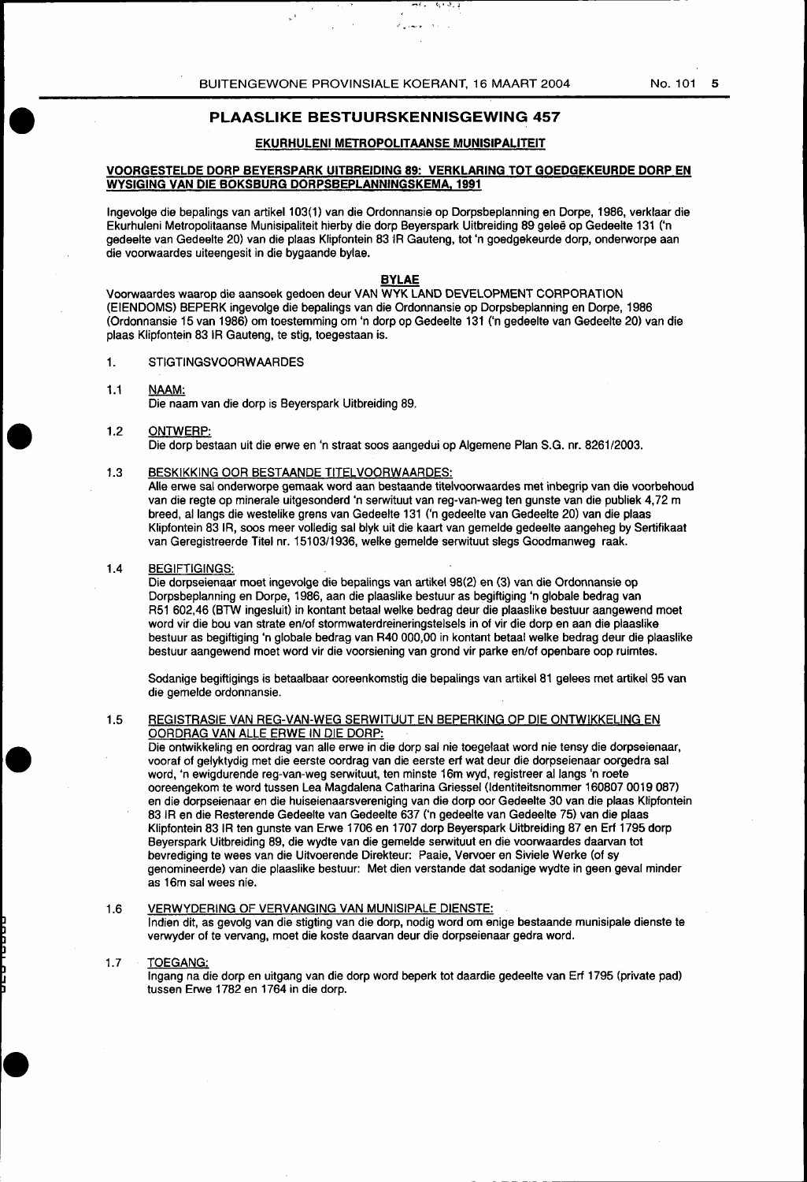## PLAASLIKE BESTUURSKENNISGEWING 457

### EKURHULENI METROPOLITAANSE MUNISIPALITEIT

**VOORGESTELDE DORP BEYERSPARK UITBREIDING 89: VERKLARING TOT GOEDGEKEURDE DORP EN WYSIGING VAN DIE BOKSBURG DORPSBEPLANNINGSKEMA, 1991**

Ingevolge die bepalings van artikel 103(1) van die Ordonnansie op Dorpsbeplanning en Dorpe, 1986, verklaar die Ekurhuleni Metropolitaanse Munisipaliteit hierby die dorp Beyerspark Uitbreiding 89 geleë op Gedeelte 131 ('n gedeelte van Gedeelte 20) van die plaas Klipfontein 83 IR Gauteng, tot 'n goedgekeurde dorp, onderworpe aan die voorwaardes uiteengesit in die bygaande bylae.

**BYLAE**

Voorwaardes waarop die aansoek gedoen deur VAN WYK LAND DEVELOPMENT CORPORATION (EIENDOMS) BEPERK ingevolge die bepalings van die Ordonnansie op Dorpsbeplanning en Dorpe, 1986 (Ordonnansie 15 van 1986) om toestemming om 'n dorp op Gedeelte 131 ('n gedeelte van Gedeelte 20) van die plaas Klipfontein 83 IR Gauteng, te stig, toegestaan is.

1. STIGTINGSVOORWAARDES

1.1 NAAM:
Die naam van die dorp is Beyerspark Uitbreiding 89.

1.2 ONTWERP:
Die dorp bestaan uit die erwe en 'n straat soos aangedui op Algemene Plan S.G. nr. 8261/2003.

1.3 BESKIKKING OOR BESTAANDE TITELVOORWAARDES:
Alle erwe sal onderworpe gemaak word aan bestaande titelvoorwaardes met inbegrip van die voorbehoud van die regte op minerale uitgesonderd 'n serwituut van reg-van-weg ten gunste van die publiek 4,72 m breed, al langs die westelike grens van Gedeelte 131 ('n gedeelte van Gedeelte 20) van die plaas Klipfontein 83 IR, soos meer volledig sal blyk uit die kaart van gemelde gedeelte aangeheg by Sertifikaat van Geregistreerde Titel nr. 15103/1936, welke gemelde serwituut slegs Goodmanweg raak.

1.4 BEGIFTIGINGS:
Die dorpseienaar moet ingevolge die bepalings van artikel 98(2) en (3) van die Ordonnansie op Dorpsbeplanning en Dorpe, 1986, aan die plaaslike bestuur as begiftiging 'n globale bedrag van R51 602,46 (BTW ingesluit) in kontant betaal welke bedrag deur die plaaslike bestuur aangewend moet word vir die bou van strate en/of stormwaterdreineringstelsels in of vir die dorp en aan die plaaslike bestuur as begiftiging 'n globale bedrag van R40 000,00 in kontant betaal welke bedrag deur die plaaslike bestuur aangewend moet word vir die voorsiening van grond vir parke en/of openbare oop ruimtes.

Sodanige begiftigings is betaalbaar ooreenkomstig die bepalings van artikel 81 gelees met artikel 95 van die gemelde ordonnansie.

1.5 REGISTRASIE VAN REG-VAN-WEG SERWITUUT EN BEPERKING OP DIE ONTWIKKELING EN OORDRAG VAN ALLE ERWE IN DIE DORP:
Die ontwikkeling en oordrag van alle erwe in die dorp sal nie toegelaat word nie tensy die dorpseienaar, vooraf of gelyktydig met die eerste oordrag van die eerste erf wat deur die dorpseienaar oorgedra sal word, 'n ewigdurende reg-van-weg serwituut, ten minste 16m wyd, registreer al langs 'n roete ooreengekom te word tussen Lea Magdalena Catharina Griessel (Identiteitsnommer 160807 0019 087) en die dorpseienaar en die huiseienaarsvereniging van die dorp oor Gedeelte 30 van die plaas Klipfontein 83 IR en die Resterende Gedeelte van Gedeelte 637 ('n gedeelte van Gedeelte 75) van die plaas Klipfontein 83 IR ten gunste van Erwe 1706 en 1707 dorp Beyerspark Uitbreiding 87 en Erf 1795 dorp Beyerspark Uitbreiding 89, die wydte van die gemelde serwituut en die voorwaardes daarvan tot bevrediging te wees van die Uitvoerende Direkteur: Paaie, Vervoer en Siviele Werke (of sy genomineerde) van die plaaslike bestuur: Met dien verstande dat sodanige wydte in geen geval minder as 16m sal wees nie.

1.6 VERWYDERING OF VERVANGING VAN MUNISIPALE DIENSTE:
Indien dit, as gevolg van die stigting van die dorp, nodig word om enige bestaande munisipale dienste te verwyder of te vervang, moet die koste daarvan deur die dorpseienaar gedra word.

1.7 TOEGANG:
Ingang na die dorp en uitgang van die dorp word beperk tot daardie gedeelte van Erf 1795 (private pad) tussen Erwe 1782 en 1764 in die dorp.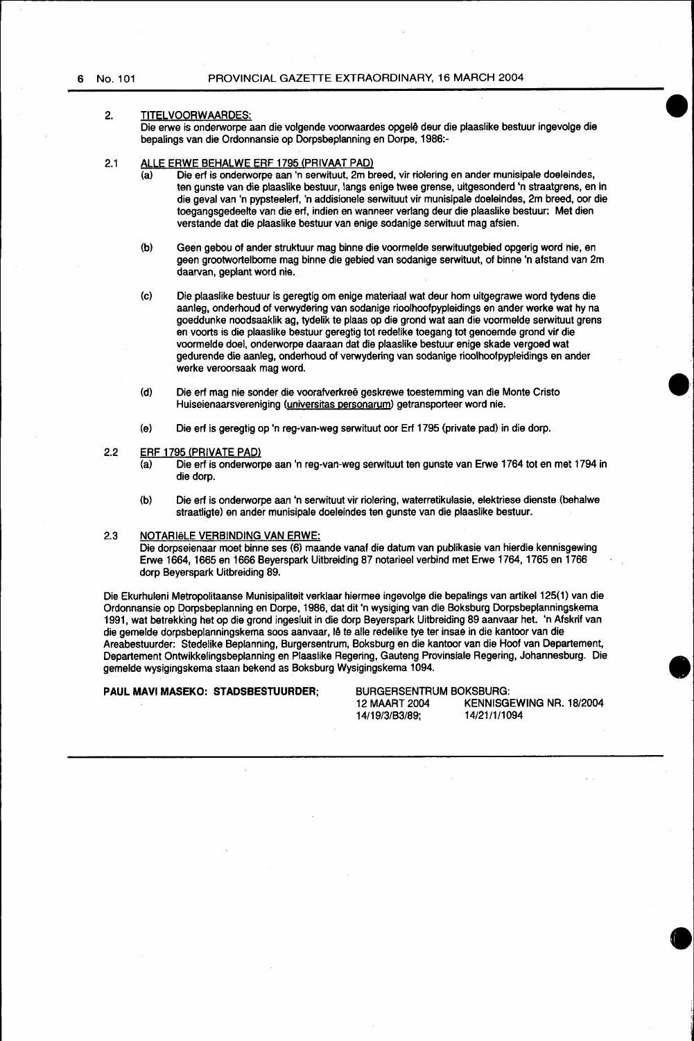2. **TITELVOORWAARDES:**

Die erwe is onderworpe aan die volgende voorwaardes opgelê deur die plaaslike bestuur ingevolge die bepalings van die Ordonnansie op Dorpsbeplanning en Dorpe, 1986:-

2.1 **ALLE ERWE BEHALWE ERF 1795 (PRIVAAT PAD)**

(a) Die erf is onderworpe aan 'n serwituut, 2m breed, vir riolering en ander munisipale doeleindes, ten gunste van die plaaslike bestuur, langs enige twee grense, uitgesonderd 'n straatgrens, en in die geval van 'n pypsteelerf, 'n addisionele serwituut vir munisipale doeleindes, 2m breed, oor die toegangsgedeelte van die erf, indien en wanneer verlang deur die plaaslike bestuur: Met dien verstande dat die plaaslike bestuur van enige sodanige serwituut mag afsien.

(b) Geen gebou of ander struktuur mag binne die voormelde serwituutgebied opgerig word nie, en geen grootwortelbome mag binne die gebied van sodanige serwituut, of binne 'n afstand van 2m daarvan, geplant word nie.

(c) Die plaaslike bestuur is geregtig om enige materiaal wat deur hom uitgegrawe word tydens die aanleg, onderhoud of verwydering van sodanige rioolhoofpypleidings en ander werke wat hy na goeddunke noodsaaklik ag, tydelik te plaas op die grond wat aan die voormelde serwituut grens en voorts is die plaaslike bestuur geregtig tot redelike toegang tot genoemde grond vir die voormelde doel, onderworpe daaraan dat die plaaslike bestuur enige skade vergoed wat gedurende die aanleg, onderhoud of verwydering van sodanige rioolhoofpypleidings en ander werke veroorsaak mag word.

(d) Die erf mag nie sonder die voorafverkreë geskrewe toestemming van die Monte Cristo Huiseienaarsvereniging (universitas personarum) getransporteer word nie.

(e) Die erf is geregtig op 'n reg-van-weg serwituut oor Erf 1795 (private pad) in die dorp.

2.2 **ERF 1795 (PRIVATE PAD)**

(a) Die erf is onderworpe aan 'n reg-van-weg serwituut ten gunste van Erwe 1764 tot en met 1794 in die dorp.

(b) Die erf is onderworpe aan 'n serwituut vir riolering, waterretikulasie, elektriese dienste (behalwe straatligte) en ander munisipale doeleindes ten gunste van die plaaslike bestuur.

2.3 **NOTARIëLE VERBINDING VAN ERWE:**

Die dorpseienaar moet binne ses (6) maande vanaf die datum van publikasie van hierdie kennisgewing Erwe 1664, 1665 en 1666 Beyerspark Uitbreiding 87 notarieel verbind met Erwe 1764, 1765 en 1766 dorp Beyerspark Uitbreiding 89.

Die Ekurhuleni Metropolitaanse Munisipaliteit verklaar hiermee ingevolge die bepalings van artikel 125(1) van die Ordonnansie op Dorpsbeplanning en Dorpe, 1986, dat dit 'n wysiging van die Boksburg Dorpsbeplanningskema 1991, wat betrekking het op die grond ingesluit in die dorp Beyerspark Uitbreiding 89 aanvaar het. 'n Afskrif van die gemelde dorpsbeplanningskema soos aanvaar, lê te alle redelike tye ter insae in die kantoor van die Areabestuurder: Stedelike Beplanning, Burgersentrum, Boksburg en die kantoor van die Hoof van Departement, Departement Ontwikkelingsbeplanning en Plaaslike Regering, Gauteng Provinsiale Regering, Johannesburg. Die gemelde wysigingskema staan bekend as Boksburg Wysigingskema 1094.

**PAUL MAVI MASEKO: STADSBESTUURDER;** BURGERSENTRUM BOKSBURG:
12 MAART 2004 KENNISGEWING NR. 18/2004
14/19/3/B3/89; 14/21/1/1094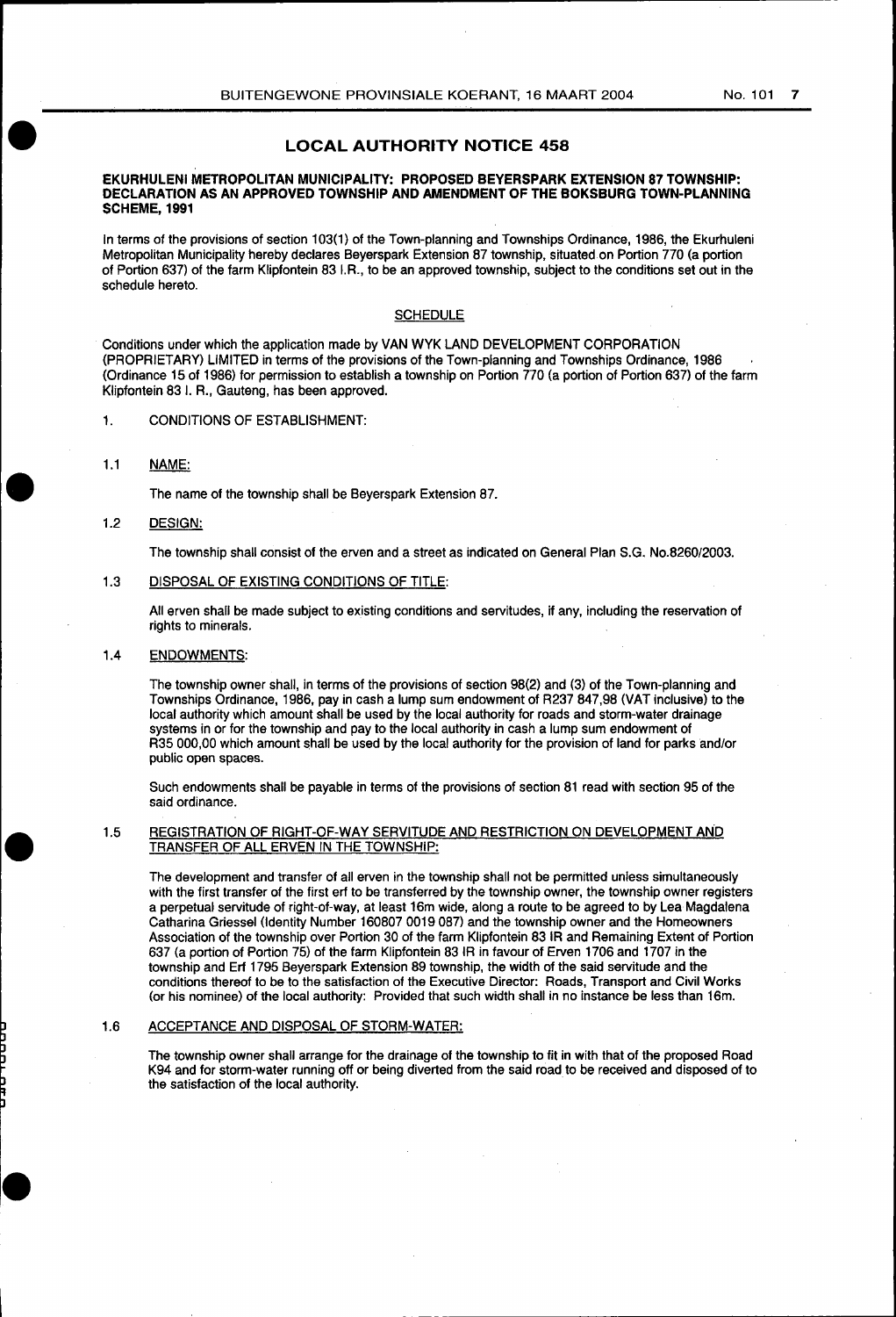# LOCAL AUTHORITY NOTICE 458

**EKURHULENI METROPOLITAN MUNICIPALITY: PROPOSED BEYERSPARK EXTENSION 87 TOWNSHIP: DECLARATION AS AN APPROVED TOWNSHIP AND AMENDMENT OF THE BOKSBURG TOWN-PLANNING SCHEME, 1991**

In terms of the provisions of section 103(1) of the Town-planning and Townships Ordinance, 1986, the Ekurhuleni Metropolitan Municipality hereby declares Beyerspark Extension 87 township, situated on Portion 770 (a portion of Portion 637) of the farm Klipfontein 83 I.R., to be an approved township, subject to the conditions set out in the schedule hereto.

## SCHEDULE

Conditions under which the application made by VAN WYK LAND DEVELOPMENT CORPORATION (PROPRIETARY) LIMITED in terms of the provisions of the Town-planning and Townships Ordinance, 1986 (Ordinance 15 of 1986) for permission to establish a township on Portion 770 (a portion of Portion 637) of the farm Klipfontein 83 I. R., Gauteng, has been approved.

1. CONDITIONS OF ESTABLISHMENT:

1.1 NAME:

The name of the township shall be Beyerspark Extension 87.

1.2 DESIGN:

The township shall consist of the erven and a street as indicated on General Plan S.G. No.8260/2003.

1.3 DISPOSAL OF EXISTING CONDITIONS OF TITLE:

All erven shall be made subject to existing conditions and servitudes, if any, including the reservation of rights to minerals.

1.4 ENDOWMENTS:

The township owner shall, in terms of the provisions of section 98(2) and (3) of the Town-planning and Townships Ordinance, 1986, pay in cash a lump sum endowment of R237 847,98 (VAT inclusive) to the local authority which amount shall be used by the local authority for roads and storm-water drainage systems in or for the township and pay to the local authority in cash a lump sum endowment of R35 000,00 which amount shall be used by the local authority for the provision of land for parks and/or public open spaces.

Such endowments shall be payable in terms of the provisions of section 81 read with section 95 of the said ordinance.

1.5 REGISTRATION OF RIGHT-OF-WAY SERVITUDE AND RESTRICTION ON DEVELOPMENT AND TRANSFER OF ALL ERVEN IN THE TOWNSHIP:

The development and transfer of all erven in the township shall not be permitted unless simultaneously with the first transfer of the first erf to be transferred by the township owner, the township owner registers a perpetual servitude of right-of-way, at least 16m wide, along a route to be agreed to by Lea Magdalena Catharina Griessel (Identity Number 160807 0019 087) and the township owner and the Homeowners Association of the township over Portion 30 of the farm Klipfontein 83 IR and Remaining Extent of Portion 637 (a portion of Portion 75) of the farm Klipfontein 83 IR in favour of Erven 1706 and 1707 in the township and Erf 1795 Beyerspark Extension 89 township, the width of the said servitude and the conditions thereof to be to the satisfaction of the Executive Director: Roads, Transport and Civil Works (or his nominee) of the local authority: Provided that such width shall in no instance be less than 16m.

1.6 ACCEPTANCE AND DISPOSAL OF STORM-WATER:

The township owner shall arrange for the drainage of the township to fit in with that of the proposed Road K94 and for storm-water running off or being diverted from the said road to be received and disposed of to the satisfaction of the local authority.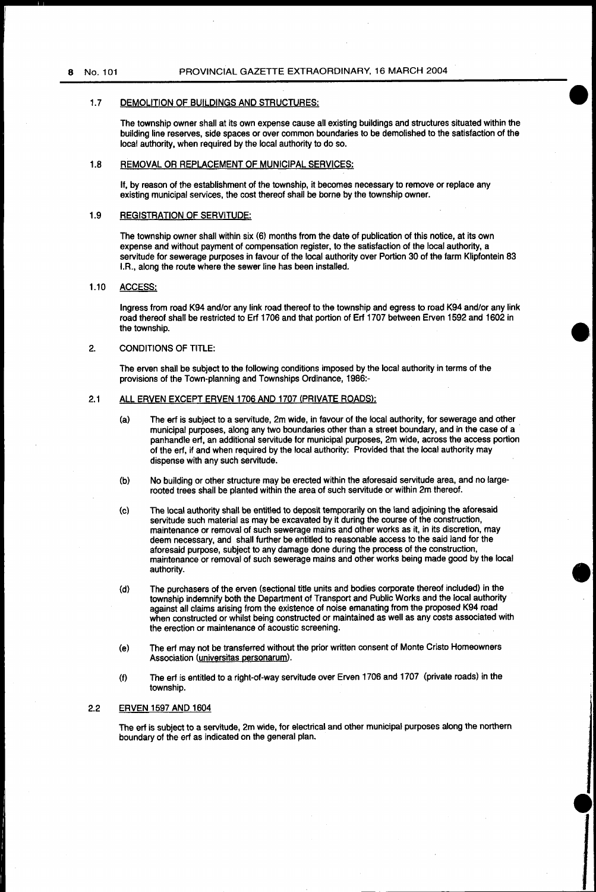### 1.7 DEMOLITION OF BUILDINGS AND STRUCTURES:

The township owner shall at its own expense cause all existing buildings and structures situated within the building line reserves, side spaces or over common boundaries to be demolished to the satisfaction of the local authority, when required by the local authority to do so.

### 1.8 REMOVAL OR REPLACEMENT OF MUNICIPAL SERVICES:

If, by reason of the establishment of the township, it becomes necessary to remove or replace any existing municipal services, the cost thereof shall be borne by the township owner.

### 1.9 REGISTRATION OF SERVITUDE:

The township owner shall within six (6) months from the date of publication of this notice, at its own expense and without payment of compensation register, to the satisfaction of the local authority, a servitude for sewerage purposes in favour of the local authority over Portion 30 of the farm Klipfontein 83 I.R., along the route where the sewer line has been installed.

### 1.10 ACCESS:

Ingress from road K94 and/or any link road thereof to the township and egress to road K94 and/or any link road thereof shall be restricted to Erf 1706 and that portion of Erf 1707 between Erven 1592 and 1602 in the township.

## 2. CONDITIONS OF TITLE:

The erven shall be subject to the following conditions imposed by the local authority in terms of the provisions of the Town-planning and Townships Ordinance, 1986:-

### 2.1 ALL ERVEN EXCEPT ERVEN 1706 AND 1707 (PRIVATE ROADS):

(a) The erf is subject to a servitude, 2m wide, in favour of the local authority, for sewerage and other municipal purposes, along any two boundaries other than a street boundary, and in the case of a panhandle erf, an additional servitude for municipal purposes, 2m wide, across the access portion of the erf, if and when required by the local authority: Provided that the local authority may dispense with any such servitude.

(b) No building or other structure may be erected within the aforesaid servitude area, and no large-rooted trees shall be planted within the area of such servitude or within 2m thereof.

(c) The local authority shall be entitled to deposit temporarily on the land adjoining the aforesaid servitude such material as may be excavated by it during the course of the construction, maintenance or removal of such sewerage mains and other works as it, in its discretion, may deem necessary, and shall further be entitled to reasonable access to the said land for the aforesaid purpose, subject to any damage done during the process of the construction, maintenance or removal of such sewerage mains and other works being made good by the local authority.

(d) The purchasers of the erven (sectional title units and bodies corporate thereof included) in the township indemnify both the Department of Transport and Public Works and the local authority against all claims arising from the existence of noise emanating from the proposed K94 road when constructed or whilst being constructed or maintained as well as any costs associated with the erection or maintenance of acoustic screening.

(e) The erf may not be transferred without the prior written consent of Monte Cristo Homeowners Association (universitas personarum).

(f) The erf is entitled to a right-of-way servitude over Erven 1706 and 1707 (private roads) in the township.

### 2.2 ERVEN 1597 AND 1604

The erf is subject to a servitude, 2m wide, for electrical and other municipal purposes along the northern boundary of the erf as indicated on the general plan.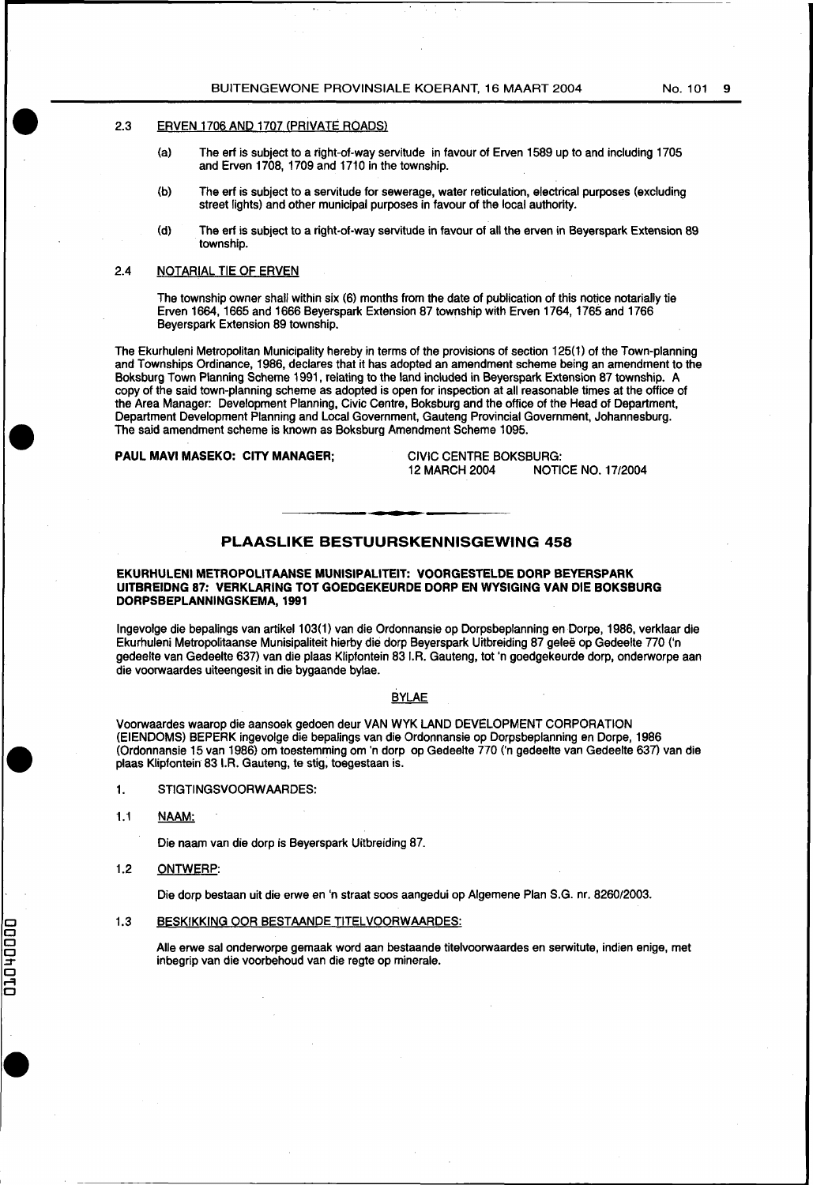2.3 ERVEN 1706 AND 1707 (PRIVATE ROADS)

(a) The erf is subject to a right-of-way servitude in favour of Erven 1589 up to and including 1705 and Erven 1708, 1709 and 1710 in the township.

(b) The erf is subject to a servitude for sewerage, water reticulation, electrical purposes (excluding street lights) and other municipal purposes in favour of the local authority.

(d) The erf is subject to a right-of-way servitude in favour of all the erven in Beyerspark Extension 89 township.

2.4 NOTARIAL TIE OF ERVEN

The township owner shall within six (6) months from the date of publication of this notice notarially tie Erven 1664, 1665 and 1666 Beyerspark Extension 87 township with Erven 1764, 1765 and 1766 Beyerspark Extension 89 township.

The Ekurhuleni Metropolitan Municipality hereby in terms of the provisions of section 125(1) of the Town-planning and Townships Ordinance, 1986, declares that it has adopted an amendment scheme being an amendment to the Boksburg Town Planning Scheme 1991, relating to the land included in Beyerspark Extension 87 township. A copy of the said town-planning scheme as adopted is open for inspection at all reasonable times at the office of the Area Manager: Development Planning, Civic Centre, Boksburg and the office of the Head of Department, Department Development Planning and Local Government, Gauteng Provincial Government, Johannesburg. The said amendment scheme is known as Boksburg Amendment Scheme 1095.

**PAUL MAVI MASEKO: CITY MANAGER;** CIVIC CENTRE BOKSBURG:
12 MARCH 2004 NOTICE NO. 17/2004

---

## PLAASLIKE BESTUURSKENNISGEWING 458

**EKURHULENI METROPOLITAANSE MUNISIPALITEIT: VOORGESTELDE DORP BEYERSPARK UITBREIDNG 87: VERKLARING TOT GOEDGEKEURDE DORP EN WYSIGING VAN DIE BOKSBURG DORPSBEPLANNINGSKEMA, 1991**

Ingevolge die bepalings van artikel 103(1) van die Ordonnansie op Dorpsbeplanning en Dorpe, 1986, verklaar die Ekurhuleni Metropolitaanse Munisipaliteit hierby die dorp Beyerspark Uitbreiding 87 geleë op Gedeelte 770 ('n gedeelte van Gedeelte 637) van die plaas Klipfontein 83 I.R. Gauteng, tot 'n goedgekeurde dorp, onderworpe aan die voorwaardes uiteengesit in die bygaande bylae.

BYLAE

Voorwaardes waarop die aansoek gedoen deur VAN WYK LAND DEVELOPMENT CORPORATION (EIENDOMS) BEPERK ingevolge die bepalings van die Ordonnansie op Dorpsbeplanning en Dorpe, 1986 (Ordonnansie 15 van 1986) om toestemming om 'n dorp op Gedeelte 770 ('n gedeelte van Gedeelte 637) van die plaas Klipfontein 83 I.R. Gauteng, te stig, toegestaan is.

1. STIGTINGSVOORWAARDES:

1.1 NAAM:

Die naam van die dorp is Beyerspark Uitbreiding 87.

1.2 ONTWERP:

Die dorp bestaan uit die erwe en 'n straat soos aangedui op Algemene Plan S.G. nr. 8260/2003.

1.3 BESKIKKING OOR BESTAANDE TITELVOORWAARDES:

Alle erwe sal onderworpe gemaak word aan bestaande titelvoorwaardes en serwitute, indien enige, met inbegrip van die voorbehoud van die regte op minerale.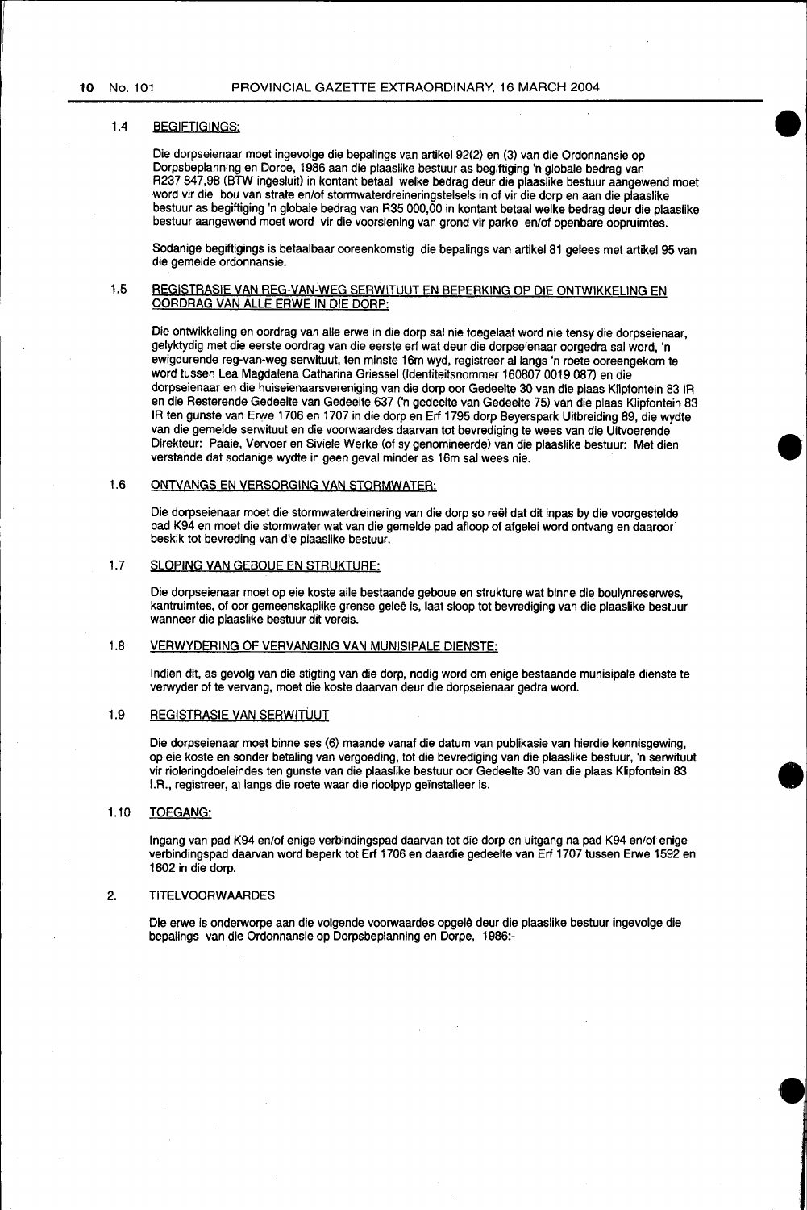### 1.4 BEGIFTIGINGS:

Die dorpseienaar moet ingevolge die bepalings van artikel 92(2) en (3) van die Ordonnansie op Dorpsbeplanning en Dorpe, 1986 aan die plaaslike bestuur as begiftiging 'n globale bedrag van R237 847,98 (BTW ingesluit) in kontant betaal welke bedrag deur die plaaslike bestuur aangewend moet word vir die bou van strate en/of stormwaterdreineringstelsels in of vir die dorp en aan die plaaslike bestuur as begiftiging 'n globale bedrag van R35 000,00 in kontant betaal welke bedrag deur die plaaslike bestuur aangewend moet word vir die voorsiening van grond vir parke en/of openbare oopruimtes.

Sodanige begiftigings is betaalbaar ooreenkomstig die bepalings van artikel 81 gelees met artikel 95 van die gemelde ordonnansie.

### 1.5 REGISTRASIE VAN REG-VAN-WEG SERWITUUT EN BEPERKING OP DIE ONTWIKKELING EN OORDRAG VAN ALLE ERWE IN DIE DORP:

Die ontwikkeling en oordrag van alle erwe in die dorp sal nie toegelaat word nie tensy die dorpseienaar, gelyktydig met die eerste oordrag van die eerste erf wat deur die dorpseienaar oorgedra sal word, 'n ewigdurende reg-van-weg serwituut, ten minste 16m wyd, registreer al langs 'n roete ooreengekom te word tussen Lea Magdalena Catharina Griessel (Identiteitsnommer 160807 0019 087) en die dorpseienaar en die huiseienaarsvereniging van die dorp oor Gedeelte 30 van die plaas Klipfontein 83 IR en die Resterende Gedeelte van Gedeelte 637 ('n gedeelte van Gedeelte 75) van die plaas Klipfontein 83 IR ten gunste van Erwe 1706 en 1707 in die dorp en Erf 1795 dorp Beyerspark Uitbreiding 89, die wydte van die gemelde serwituut en die voorwaardes daarvan tot bevrediging te wees van die Uitvoerende Direkteur: Paaie, Vervoer en Siviele Werke (of sy genomineerde) van die plaaslike bestuur: Met dien verstande dat sodanige wydte in geen geval minder as 16m sal wees nie.

### 1.6 ONTVANGS EN VERSORGING VAN STORMWATER:

Die dorpseienaar moet die stormwaterdreinering van die dorp so reël dat dit inpas by die voorgestelde pad K94 en moet die stormwater wat van die gemelde pad afloop of afgelei word ontvang en daaroor beskik tot bevreding van die plaaslike bestuur.

### 1.7 SLOPING VAN GEBOUE EN STRUKTURE:

Die dorpseienaar moet op eie koste alle bestaande geboue en strukture wat binne die boulynreserwes, kantruimtes, of oor gemeenskaplike grense geleë is, laat sloop tot bevrediging van die plaaslike bestuur wanneer die plaaslike bestuur dit vereis.

### 1.8 VERWYDERING OF VERVANGING VAN MUNISIPALE DIENSTE:

Indien dit, as gevolg van die stigting van die dorp, nodig word om enige bestaande munisipale dienste te verwyder of te vervang, moet die koste daarvan deur die dorpseienaar gedra word.

### 1.9 REGISTRASIE VAN SERWITUUT

Die dorpseienaar moet binne ses (6) maande vanaf die datum van publikasie van hierdie kennisgewing, op eie koste en sonder betaling van vergoeding, tot die bevrediging van die plaaslike bestuur, 'n serwituut vir rioleringdoeleindes ten gunste van die plaaslike bestuur oor Gedeelte 30 van die plaas Klipfontein 83 I.R., registreer, al langs die roete waar die rioolpyp geïnstalleer is.

### 1.10 TOEGANG:

Ingang van pad K94 en/of enige verbindingspad daarvan tot die dorp en uitgang na pad K94 en/of enige verbindingspad daarvan word beperk tot Erf 1706 en daardie gedeelte van Erf 1707 tussen Erwe 1592 en 1602 in die dorp.

## 2. TITELVOORWAARDES

Die erwe is onderworpe aan die volgende voorwaardes opgelê deur die plaaslike bestuur ingevolge die bepalings van die Ordonnansie op Dorpsbeplanning en Dorpe, 1986:-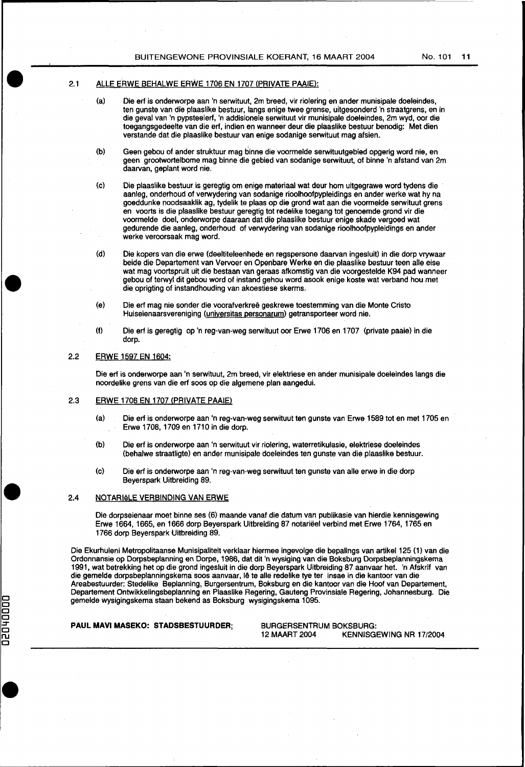2.1 **ALLE ERWE BEHALWE ERWE 1706 EN 1707 (PRIVATE PAAIE):**

(a) Die erf is onderworpe aan 'n serwituut, 2m breed, vir riolering en ander munisipale doeleindes, ten gunste van die plaaslike bestuur, langs enige twee grense, uitgesonderd 'n straatgrens, en in die geval van 'n pypsteelerf, 'n addisionele serwituut vir munisipale doeleindes, 2m wyd, oor die toegangsgedeelte van die erf, indien en wanneer deur die plaaslike bestuur benodig: Met dien verstande dat die plaaslike bestuur van enige sodanige serwituut mag afsien.

(b) Geen gebou of ander struktuur mag binne die voormelde serwituutgebied opgerig word nie, en geen grootwortelbome mag binne die gebied van sodanige serwituut, of binne 'n afstand van 2m daarvan, geplant word nie.

(c) Die plaaslike bestuur is geregtig om enige materiaal wat deur hom uitgegrawe word tydens die aanleg, onderhoud of verwydering van sodanige rioolhoofpypleidings en ander werke wat hy na goeddunke noodsaaklik ag, tydelik te plaas op die grond wat aan die voormelde serwituut grens en voorts is die plaaslike bestuur geregtig tot redelike toegang tot genoemde grond vir die voormelde doel, onderworpe daaraan dat die plaaslike bestuur enige skade vergoed wat gedurende die aanleg, onderhoud of verwydering van sodanige rioolhoofpypleidings en ander werke veroorsaak mag word.

(d) Die kopers van die erwe (deeltiteleenhede en regspersone daarvan ingesluit) in die dorp vrywaar beide die Departement van Vervoer en Openbare Werke en die plaaslike bestuur teen alle eise wat mag voortspruit uit die bestaan van geraas afkomstig van die voorgestelde K94 pad wanneer gebou of terwyl dit gebou word of instand gehou word asook enige koste wat verband hou met die oprigting of instandhouding van akoestiese skerms.

(e) Die erf mag nie sonder die voorafverkreë geskrewe toestemming van die Monte Cristo Huiseienaarsvereniging (universitas personarum) getransporteer word nie.

(f) Die erf is geregtig op 'n reg-van-weg serwituut oor Erwe 1706 en 1707 (private paaie) in die dorp.

2.2 **ERWE 1597 EN 1604:**

Die erf is onderworpe aan 'n serwituut, 2m breed, vir elektriese en ander munisipale doeleindes langs die noordelike grens van die erf soos op die algemene plan aangedui.

2.3 **ERWE 1706 EN 1707 (PRIVATE PAAIE)**

(a) Die erf is onderworpe aan 'n reg-van-weg serwituut ten gunste van Erwe 1589 tot en met 1705 en Erwe 1708, 1709 en 1710 in die dorp.

(b) Die erf is onderworpe aan 'n serwituut vir riolering, waterretikulasie, elektriese doeleindes (behalwe straatligte) en ander munisipale doeleindes ten gunste van die plaaslike bestuur.

(c) Die erf is onderworpe aan 'n reg-van-weg serwituut ten gunste van alle erwe in die dorp Beyerspark Uitbreiding 89.

2.4 **NOTARIëLE VERBINDING VAN ERWE**

Die dorpseienaar moet binne ses (6) maande vanaf die datum van publikasie van hierdie kennisgewing Erwe 1664, 1665, en 1666 dorp Beyerspark Uitbreiding 87 notariëel verbind met Erwe 1764, 1765 en 1766 dorp Beyerspark Uitbreiding 89.

Die Ekurhuleni Metropolitaanse Munisipaliteit verklaar hiermee ingevolge die bepalings van artikel 125 (1) van die Ordonnansie op Dorpsbeplanning en Dorpe, 1986, dat dit 'n wysiging van die Boksburg Dorpsbeplanningskema 1991, wat betrekking het op die grond ingesluit in die dorp Beyerspark Uitbreiding 87 aanvaar het. 'n Afskrif van die gemelde dorpsbeplanningskema soos aanvaar, lê te alle redelike tye ter insae in die kantoor van die Areabestuurder: Stedelike Beplanning, Burgersentrum, Boksburg en die kantoor van die Hoof van Departement, Departement Ontwikkelingsbeplanning en Plaaslike Regering, Gauteng Provinsiale Regering, Johannesburg. Die gemelde wysigingskema staan bekend as Boksburg wysigingskema 1095.

**PAUL MAVI MASEKO: STADSBESTUURDER;** BURGERSENTRUM BOKSBURG:
12 MAART 2004 KENNISGEWING NR 17/2004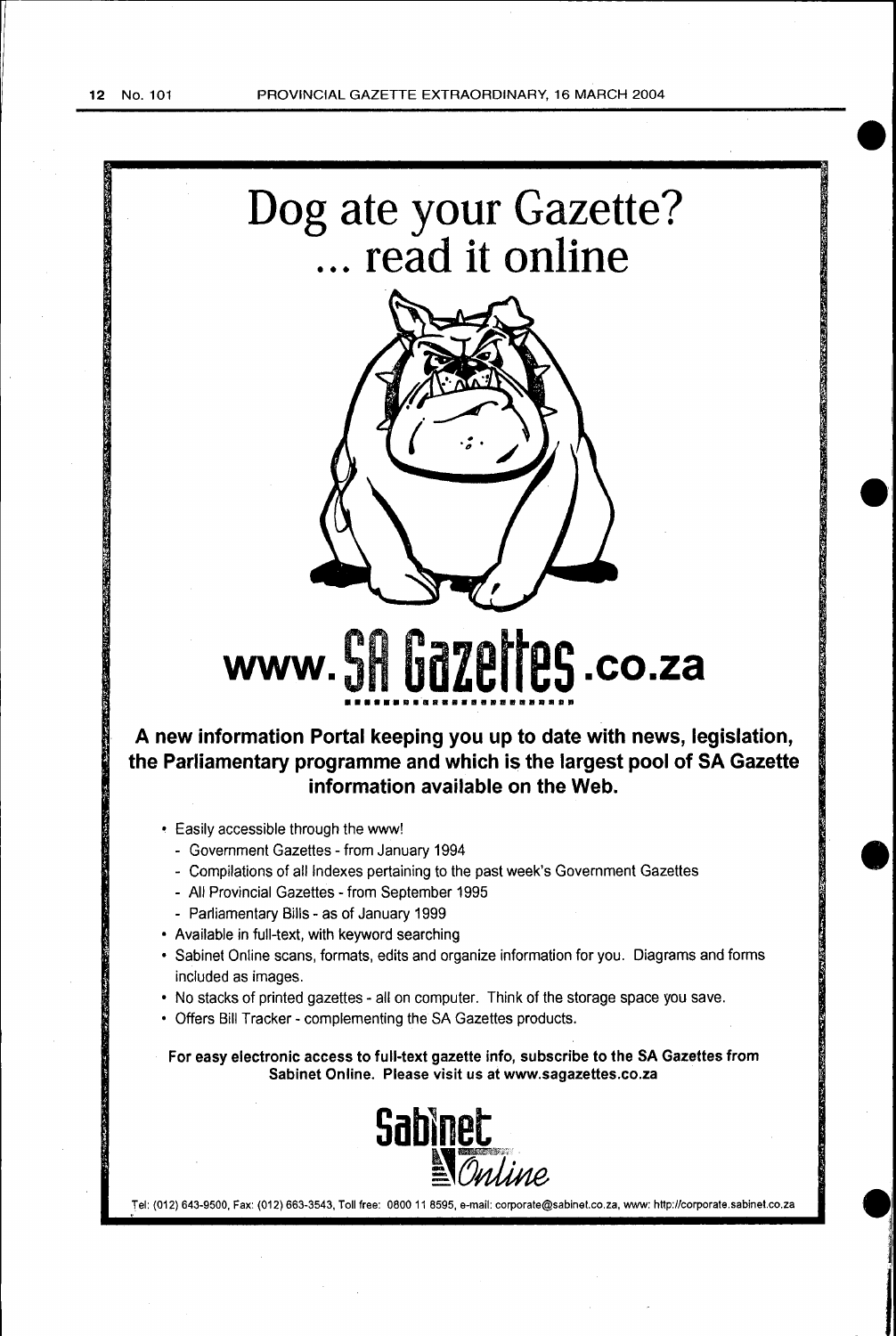# Dog ate your Gazette?
# ... read it online

# www.SA Gazettes.co.za

**A new information Portal keeping you up to date with news, legislation, the Parliamentary programme and which is the largest pool of SA Gazette information available on the Web.**

- Easily accessible through the www!
  - Government Gazettes - from January 1994
  - Compilations of all Indexes pertaining to the past week's Government Gazettes
  - All Provincial Gazettes - from September 1995
  - Parliamentary Bills - as of January 1999
- Available in full-text, with keyword searching
- Sabinet Online scans, formats, edits and organize information for you. Diagrams and forms included as images.
- No stacks of printed gazettes - all on computer. Think of the storage space you save.
- Offers Bill Tracker - complementing the SA Gazettes products.

**For easy electronic access to full-text gazette info, subscribe to the SA Gazettes from Sabinet Online. Please visit us at www.sagazettes.co.za**

Sabinet Online

Tel: (012) 643-9500, Fax: (012) 663-3543, Toll free: 0800 11 8595, e-mail: corporate@sabinet.co.za, www: http://corporate.sabinet.co.za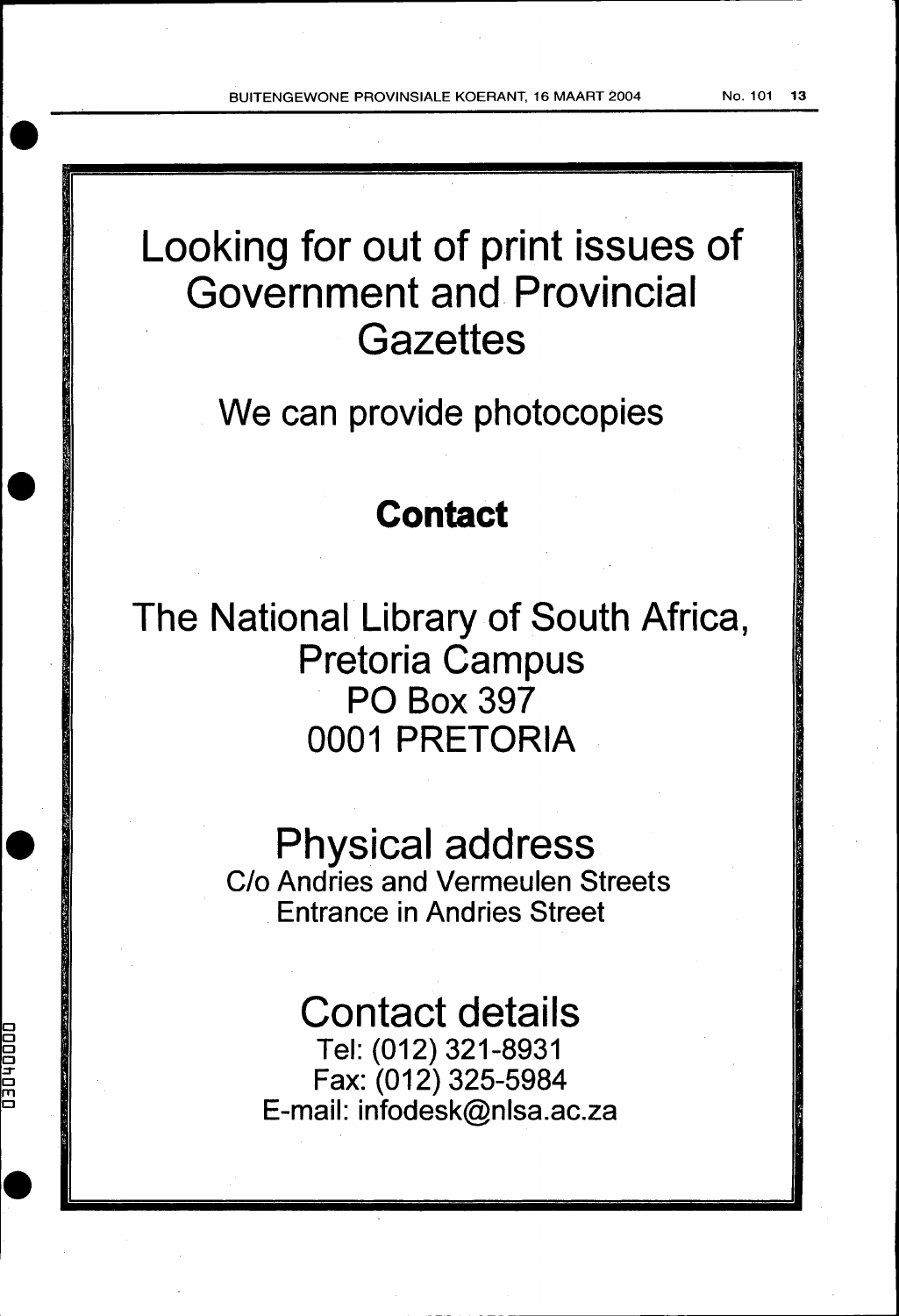# Looking for out of print issues of Government and Provincial Gazettes

## We can provide photocopies

### **Contact**

The National Library of South Africa,
Pretoria Campus
PO Box 397
0001 PRETORIA

## Physical address

C/o Andries and Vermeulen Streets
Entrance in Andries Street

## Contact details

Tel: (012) 321-8931
Fax: (012) 325-5984
E-mail: infodesk@nlsa.ac.za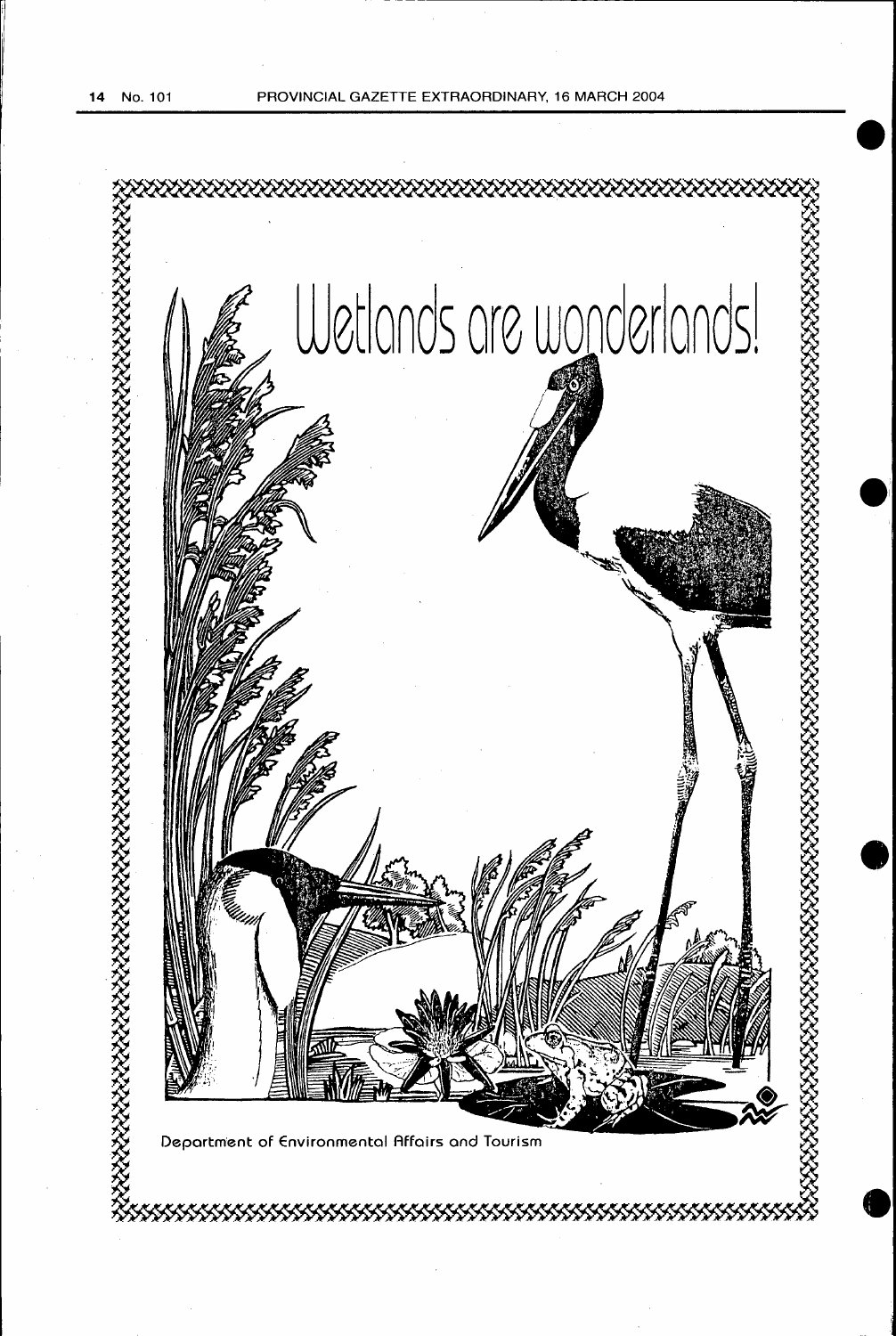# Wetlands are wonderlands!

Department of Environmental Affairs and Tourism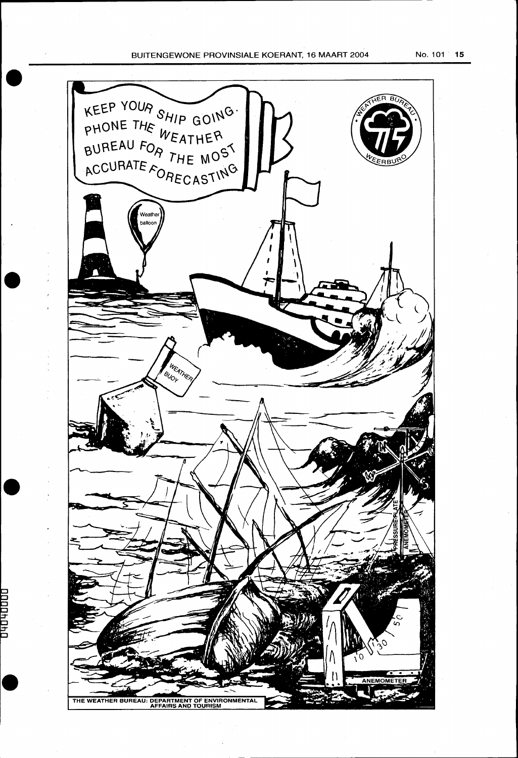KEEP YOUR SHIP GOING. PHONE THE WEATHER BUREAU FOR THE MOST ACCURATE FORECASTING

WEATHER BUREAU · WEERBURO

THE WEATHER BUREAU: DEPARTMENT OF ENVIRONMENTAL AFFAIRS AND TOURISM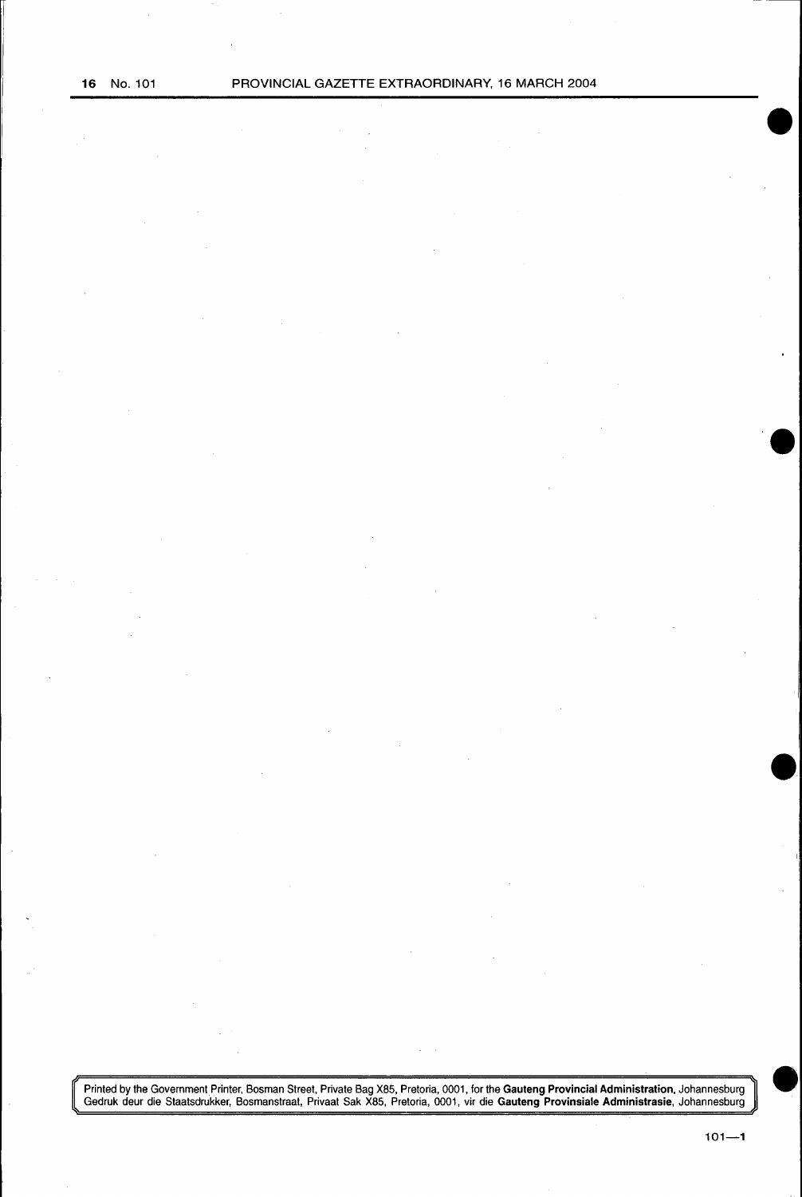Printed by the Government Printer, Bosman Street, Private Bag X85, Pretoria, 0001, for the **Gauteng Provincial Administration**, Johannesburg
Gedruk deur die Staatsdrukker, Bosmanstraat, Privaat Sak X85, Pretoria, 0001, vir die **Gauteng Provinsiale Administrasie**, Johannesburg

101—1